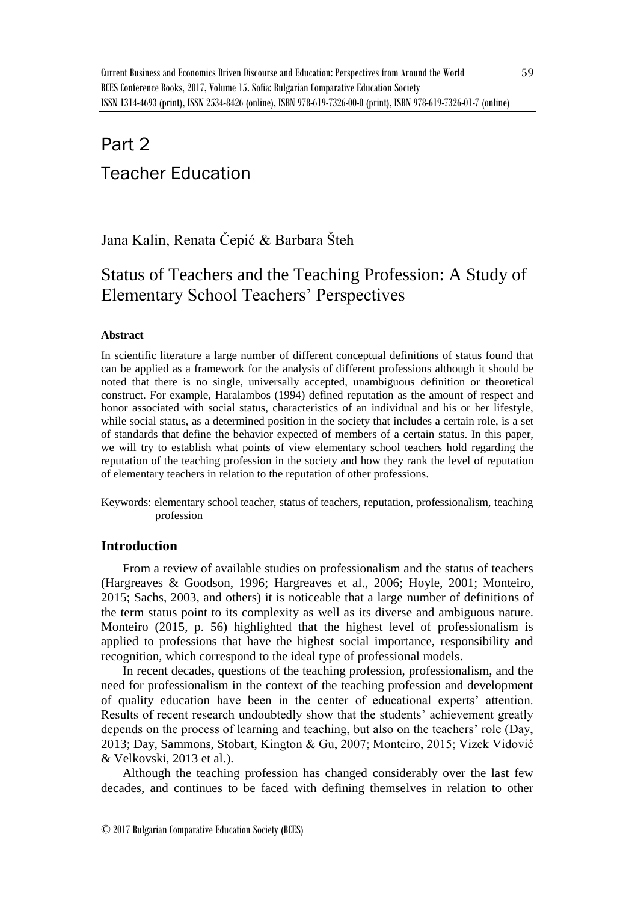# Part 2

# Teacher Education

Jana Kalin, Renata Čepić & Barbara Šteh

## Status of Teachers and the Teaching Profession: A Study of Elementary School Teachers' Perspectives

### Abstract

In scientific literature a large number of different conceptual definitions of status found that can be applied as a framework for the analysis of different professions although it should be noted that there is no single, universally accepted, unambiguous definition or theoretical construct. For example, Haralambos (1994) defined reputation as the amount of respect and honor associated with social status, characteristics of an individual and his or her lifestyle, while social status, as a determined position in the society that includes a certain role, is a set of standards that define the behavior expected of members of a certain status. In this paper, we will try to establish what points of view elementary school teachers hold regarding the reputation of the teaching profession in the society and how they rank the level of reputation of elementary teachers in relation to the reputation of other professions.

Keywords: elementary school teacher, status of teachers, reputation, professionalism, teaching profession

### Introduction

From a review of available studies on professionalism and the status of teachers (Hargreaves & Goodson, 1996; Hargreaves et al., 2006; Hoyle, 2001; Monteiro, 2015; Sachs, 2003, and others) it is noticeable that a large number of definitions of the term status point to its complexity as well as its diverse and ambiguous nature. Monteiro (2015, p. 56) highlighted that the highest level of professionalism is applied to professions that have the highest social importance, responsibility and recognition, which correspond to the ideal type of professional models.

In recent decades, questions of the teaching profession, professionalism, and the need for professionalism in the context of the teaching profession and development of quality education have been in the center of educational experts' attention. Results of recent research undoubtedly show that the students' achievement greatly depends on the process of learning and teaching, but also on the teachers' role (Day, 2013; Day, Sammons, Stobart, Kington & Gu, 2007; Monteiro, 2015; Vizek Vidović & Velkovski, 2013 et al.).

Although the teaching profession has changed considerably over the last few decades, and continues to be faced with defining themselves in relation to other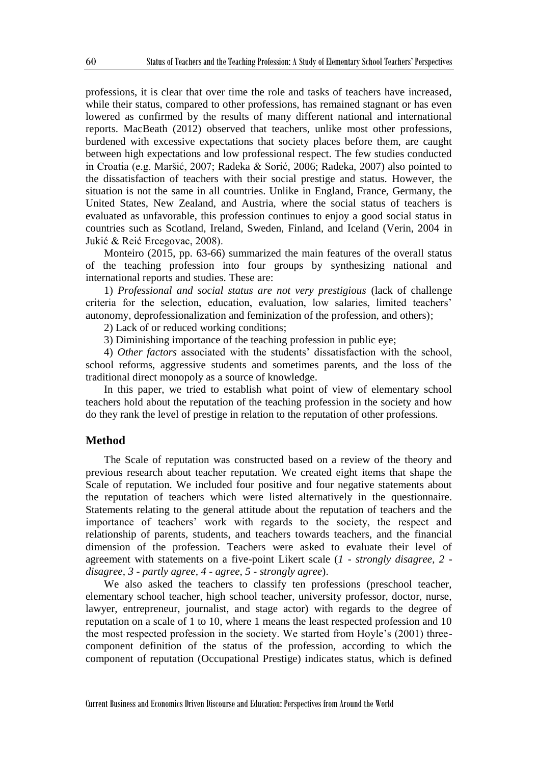professions, it is clear that over time the role and tasks of teachers have increased, while their status, compared to other professions, has remained stagnant or has even lowered as confirmed by the results of many different national and international reports. MacBeath (2012) observed that teachers, unlike most other professions, burdened with excessive expectations that society places before them, are caught between high expectations and low professional respect. The few studies conducted in Croatia (e.g. Maršić, 2007; Radeka & Sorić, 2006; Radeka, 2007) also pointed to the dissatisfaction of teachers with their social prestige and status. However, the situation is not the same in all countries. Unlike in England, France, Germany, the United States, New Zealand, and Austria, where the social status of teachers is evaluated as unfavorable, this profession continues to enjoy a good social status in countries such as Scotland, Ireland, Sweden, Finland, and Iceland (Verin, 2004 in Jukić & Reić Ercegovac, 2008).

Monteiro (2015, pp. 63-66) summarized the main features of the overall status of the teaching profession into four groups by synthesizing national and international reports and studies. These are:

1) *Professional and social status are not very prestigious* (lack of challenge criteria for the selection, education, evaluation, low salaries, limited teachers' autonomy, deprofessionalization and feminization of the profession, and others);

2) Lack of or reduced working conditions;

3) Diminishing importance of the teaching profession in public eye;

4) *Other factors* associated with the students' dissatisfaction with the school, school reforms, aggressive students and sometimes parents, and the loss of the traditional direct monopoly as a source of knowledge.

In this paper, we tried to establish what point of view of elementary school teachers hold about the reputation of the teaching profession in the society and how do they rank the level of prestige in relation to the reputation of other professions.

## Method

The Scale of reputation was constructed based on a review of the theory and previous research about teacher reputation. We created eight items that shape the Scale of reputation. We included four positive and four negative statements about the reputation of teachers which were listed alternatively in the questionnaire. Statements relating to the general attitude about the reputation of teachers and the importance of teachers' work with regards to the society, the respect and relationship of parents, students, and teachers towards teachers, and the financial dimension of the profession. Teachers were asked to evaluate their level of agreement with statements on a five-point Likert scale (*1 - strongly disagree, 2 - disagree, 3 - partly agree, 4 - agree, 5 - strongly agree*).

We also asked the teachers to classify ten professions (preschool teacher, elementary school teacher, high school teacher, university professor, doctor, nurse, lawyer, entrepreneur, journalist, and stage actor) with regards to the degree of reputation on a scale of 1 to 10, where 1 means the least respected profession and 10 the most respected profession in the society. We started from Hoyle's (2001) three-component definition of the status of the profession, according to which the component of reputation (Occupational Prestige) indicates status, which is defined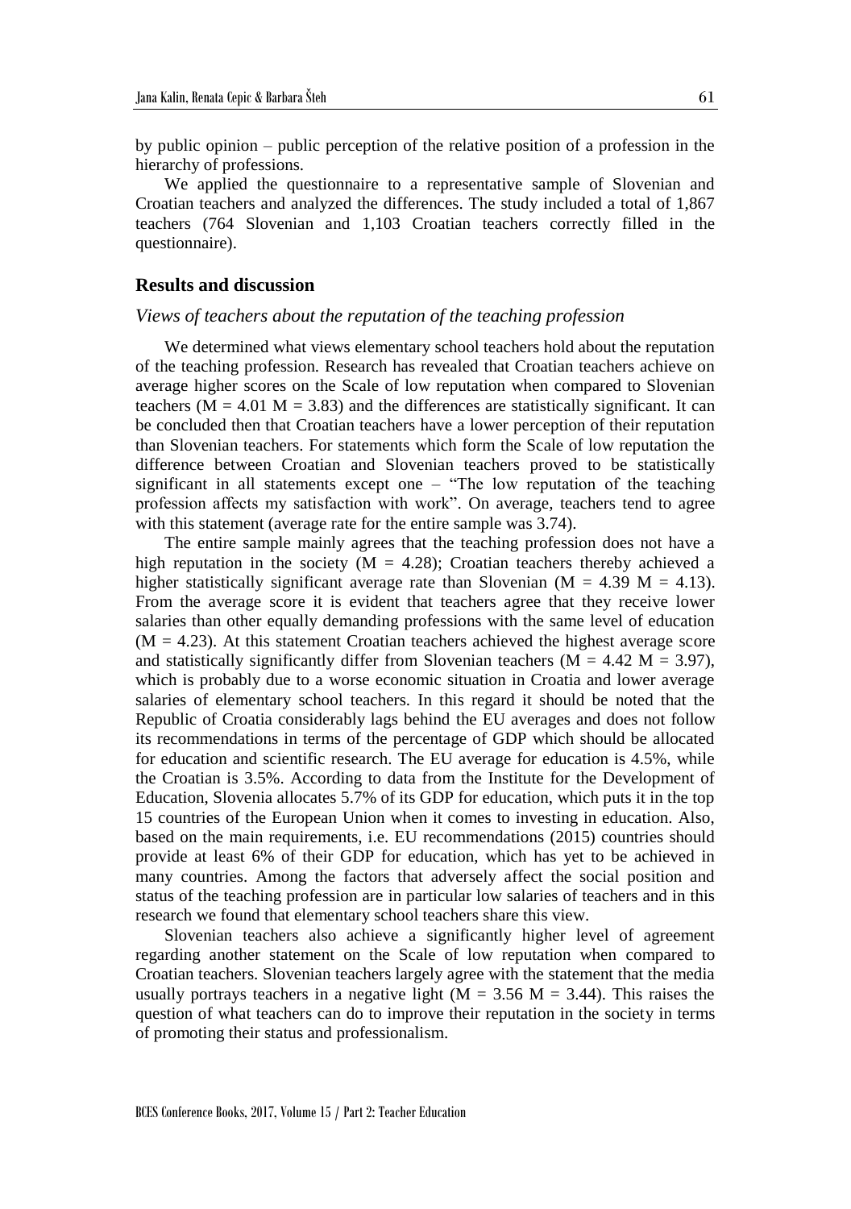by public opinion – public perception of the relative position of a profession in the hierarchy of professions.

We applied the questionnaire to a representative sample of Slovenian and Croatian teachers and analyzed the differences. The study included a total of 1,867 teachers (764 Slovenian and 1,103 Croatian teachers correctly filled in the questionnaire).

## Results and discussion

### *Views of teachers about the reputation of the teaching profession*

We determined what views elementary school teachers hold about the reputation of the teaching profession. Research has revealed that Croatian teachers achieve on average higher scores on the Scale of low reputation when compared to Slovenian teachers ($M = 4.01$ $M = 3.83$) and the differences are statistically significant. It can be concluded then that Croatian teachers have a lower perception of their reputation than Slovenian teachers. For statements which form the Scale of low reputation the difference between Croatian and Slovenian teachers proved to be statistically significant in all statements except one – "The low reputation of the teaching profession affects my satisfaction with work". On average, teachers tend to agree with this statement (average rate for the entire sample was 3.74).

The entire sample mainly agrees that the teaching profession does not have a high reputation in the society ($M = 4.28$); Croatian teachers thereby achieved a higher statistically significant average rate than Slovenian ($M = 4.39$ $M = 4.13$). From the average score it is evident that teachers agree that they receive lower salaries than other equally demanding professions with the same level of education ($M = 4.23$). At this statement Croatian teachers achieved the highest average score and statistically significantly differ from Slovenian teachers ($M = 4.42$ $M = 3.97$), which is probably due to a worse economic situation in Croatia and lower average salaries of elementary school teachers. In this regard it should be noted that the Republic of Croatia considerably lags behind the EU averages and does not follow its recommendations in terms of the percentage of GDP which should be allocated for education and scientific research. The EU average for education is 4.5%, while the Croatian is 3.5%. According to data from the Institute for the Development of Education, Slovenia allocates 5.7% of its GDP for education, which puts it in the top 15 countries of the European Union when it comes to investing in education. Also, based on the main requirements, i.e. EU recommendations (2015) countries should provide at least 6% of their GDP for education, which has yet to be achieved in many countries. Among the factors that adversely affect the social position and status of the teaching profession are in particular low salaries of teachers and in this research we found that elementary school teachers share this view.

Slovenian teachers also achieve a significantly higher level of agreement regarding another statement on the Scale of low reputation when compared to Croatian teachers. Slovenian teachers largely agree with the statement that the media usually portrays teachers in a negative light ($M = 3.56$ $M = 3.44$). This raises the question of what teachers can do to improve their reputation in the society in terms of promoting their status and professionalism.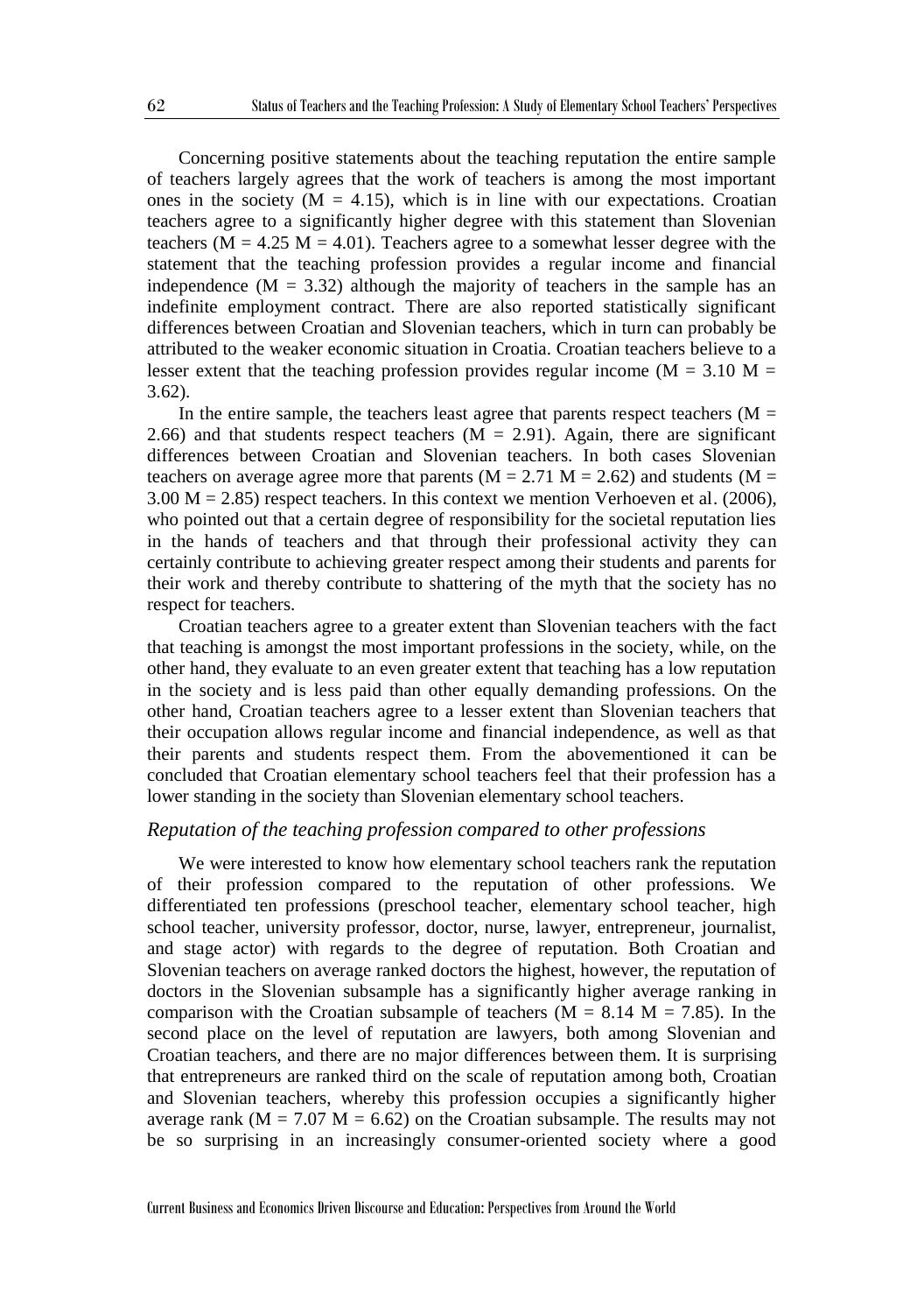Concerning positive statements about the teaching reputation the entire sample of teachers largely agrees that the work of teachers is among the most important ones in the society ($M = 4.15$), which is in line with our expectations. Croatian teachers agree to a significantly higher degree with this statement than Slovenian teachers ($M = 4.25$ $M = 4.01$). Teachers agree to a somewhat lesser degree with the statement that the teaching profession provides a regular income and financial independence ($M = 3.32$) although the majority of teachers in the sample has an indefinite employment contract. There are also reported statistically significant differences between Croatian and Slovenian teachers, which in turn can probably be attributed to the weaker economic situation in Croatia. Croatian teachers believe to a lesser extent that the teaching profession provides regular income ($M = 3.10$ $M = 3.62$).

In the entire sample, the teachers least agree that parents respect teachers ($M = 2.66$) and that students respect teachers ($M = 2.91$). Again, there are significant differences between Croatian and Slovenian teachers. In both cases Slovenian teachers on average agree more that parents ($M = 2.71$ $M = 2.62$) and students ($M = 3.00$ $M = 2.85$) respect teachers. In this context we mention Verhoeven et al. (2006), who pointed out that a certain degree of responsibility for the societal reputation lies in the hands of teachers and that through their professional activity they can certainly contribute to achieving greater respect among their students and parents for their work and thereby contribute to shattering of the myth that the society has no respect for teachers.

Croatian teachers agree to a greater extent than Slovenian teachers with the fact that teaching is amongst the most important professions in the society, while, on the other hand, they evaluate to an even greater extent that teaching has a low reputation in the society and is less paid than other equally demanding professions. On the other hand, Croatian teachers agree to a lesser extent than Slovenian teachers that their occupation allows regular income and financial independence, as well as that their parents and students respect them. From the abovementioned it can be concluded that Croatian elementary school teachers feel that their profession has a lower standing in the society than Slovenian elementary school teachers.

### *Reputation of the teaching profession compared to other professions*

We were interested to know how elementary school teachers rank the reputation of their profession compared to the reputation of other professions. We differentiated ten professions (preschool teacher, elementary school teacher, high school teacher, university professor, doctor, nurse, lawyer, entrepreneur, journalist, and stage actor) with regards to the degree of reputation. Both Croatian and Slovenian teachers on average ranked doctors the highest, however, the reputation of doctors in the Slovenian subsample has a significantly higher average ranking in comparison with the Croatian subsample of teachers ($M = 8.14$ $M = 7.85$). In the second place on the level of reputation are lawyers, both among Slovenian and Croatian teachers, and there are no major differences between them. It is surprising that entrepreneurs are ranked third on the scale of reputation among both, Croatian and Slovenian teachers, whereby this profession occupies a significantly higher average rank ($M = 7.07$ $M = 6.62$) on the Croatian subsample. The results may not be so surprising in an increasingly consumer-oriented society where a good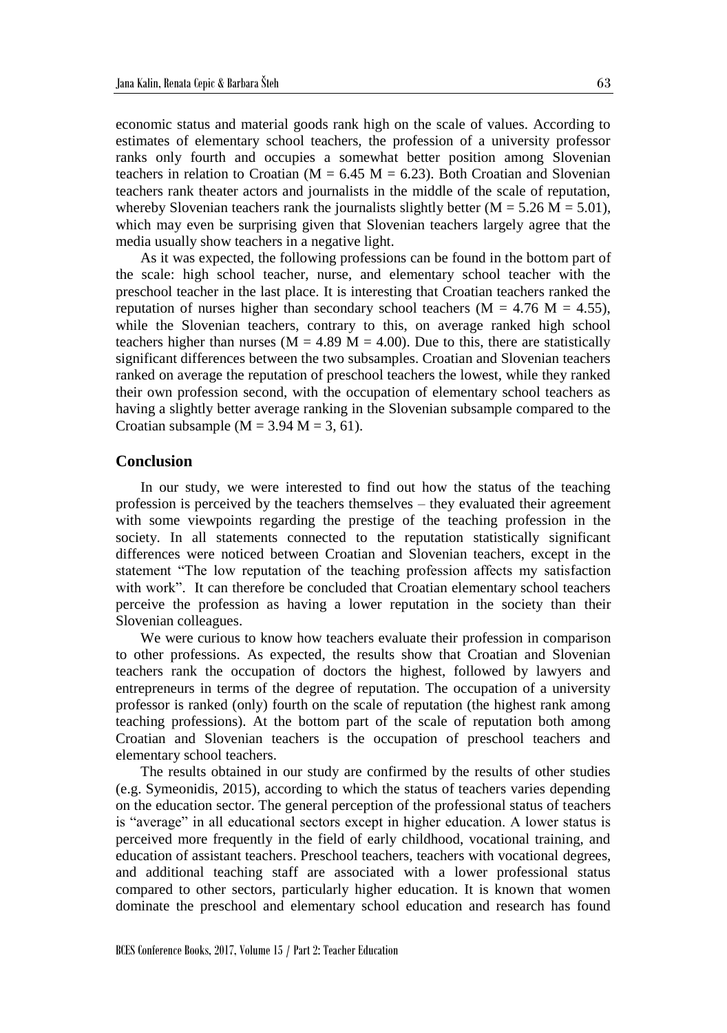economic status and material goods rank high on the scale of values. According to estimates of elementary school teachers, the profession of a university professor ranks only fourth and occupies a somewhat better position among Slovenian teachers in relation to Croatian ($M = 6.45$ $M = 6.23$). Both Croatian and Slovenian teachers rank theater actors and journalists in the middle of the scale of reputation, whereby Slovenian teachers rank the journalists slightly better ($M = 5.26$ $M = 5.01$), which may even be surprising given that Slovenian teachers largely agree that the media usually show teachers in a negative light.

As it was expected, the following professions can be found in the bottom part of the scale: high school teacher, nurse, and elementary school teacher with the preschool teacher in the last place. It is interesting that Croatian teachers ranked the reputation of nurses higher than secondary school teachers ($M = 4.76$ $M = 4.55$), while the Slovenian teachers, contrary to this, on average ranked high school teachers higher than nurses ($M = 4.89$ $M = 4.00$). Due to this, there are statistically significant differences between the two subsamples. Croatian and Slovenian teachers ranked on average the reputation of preschool teachers the lowest, while they ranked their own profession second, with the occupation of elementary school teachers as having a slightly better average ranking in the Slovenian subsample compared to the Croatian subsample ($M = 3.94$ $M = 3, 61$).

## Conclusion

In our study, we were interested to find out how the status of the teaching profession is perceived by the teachers themselves – they evaluated their agreement with some viewpoints regarding the prestige of the teaching profession in the society. In all statements connected to the reputation statistically significant differences were noticed between Croatian and Slovenian teachers, except in the statement "The low reputation of the teaching profession affects my satisfaction with work". It can therefore be concluded that Croatian elementary school teachers perceive the profession as having a lower reputation in the society than their Slovenian colleagues.

We were curious to know how teachers evaluate their profession in comparison to other professions. As expected, the results show that Croatian and Slovenian teachers rank the occupation of doctors the highest, followed by lawyers and entrepreneurs in terms of the degree of reputation. The occupation of a university professor is ranked (only) fourth on the scale of reputation (the highest rank among teaching professions). At the bottom part of the scale of reputation both among Croatian and Slovenian teachers is the occupation of preschool teachers and elementary school teachers.

The results obtained in our study are confirmed by the results of other studies (e.g. Symeonidis, 2015), according to which the status of teachers varies depending on the education sector. The general perception of the professional status of teachers is "average" in all educational sectors except in higher education. A lower status is perceived more frequently in the field of early childhood, vocational training, and education of assistant teachers. Preschool teachers, teachers with vocational degrees, and additional teaching staff are associated with a lower professional status compared to other sectors, particularly higher education. It is known that women dominate the preschool and elementary school education and research has found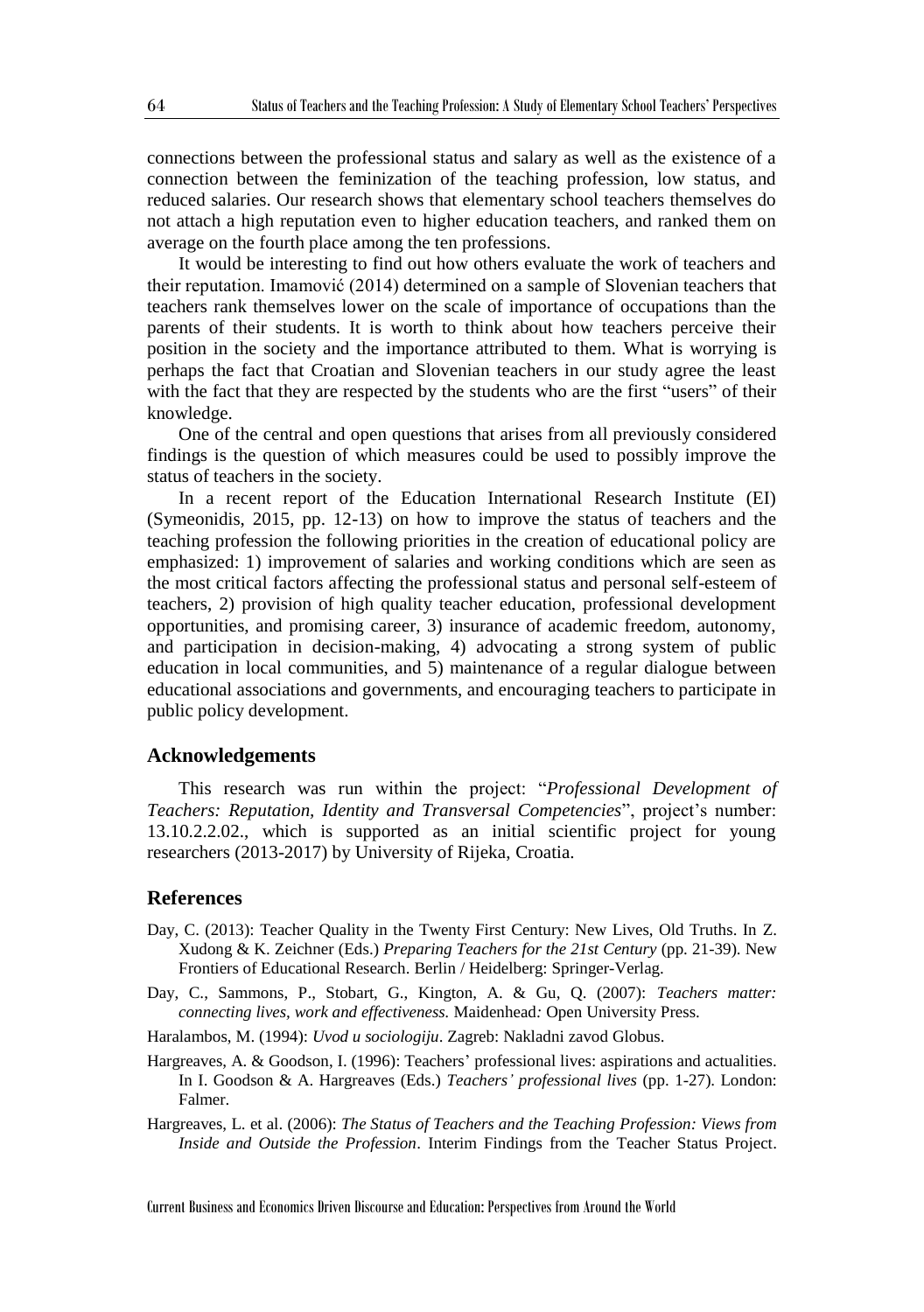connections between the professional status and salary as well as the existence of a connection between the feminization of the teaching profession, low status, and reduced salaries. Our research shows that elementary school teachers themselves do not attach a high reputation even to higher education teachers, and ranked them on average on the fourth place among the ten professions.

It would be interesting to find out how others evaluate the work of teachers and their reputation. Imamović (2014) determined on a sample of Slovenian teachers that teachers rank themselves lower on the scale of importance of occupations than the parents of their students. It is worth to think about how teachers perceive their position in the society and the importance attributed to them. What is worrying is perhaps the fact that Croatian and Slovenian teachers in our study agree the least with the fact that they are respected by the students who are the first "users" of their knowledge.

One of the central and open questions that arises from all previously considered findings is the question of which measures could be used to possibly improve the status of teachers in the society.

In a recent report of the Education International Research Institute (EI) (Symeonidis, 2015, pp. 12-13) on how to improve the status of teachers and the teaching profession the following priorities in the creation of educational policy are emphasized: 1) improvement of salaries and working conditions which are seen as the most critical factors affecting the professional status and personal self-esteem of teachers, 2) provision of high quality teacher education, professional development opportunities, and promising career, 3) insurance of academic freedom, autonomy, and participation in decision-making, 4) advocating a strong system of public education in local communities, and 5) maintenance of a regular dialogue between educational associations and governments, and encouraging teachers to participate in public policy development.

## Acknowledgements

This research was run within the project: "*Professional Development of Teachers: Reputation, Identity and Transversal Competencies*", project's number: 13.10.2.2.02., which is supported as an initial scientific project for young researchers (2013-2017) by University of Rijeka, Croatia.

## References

Day, C. (2013): Teacher Quality in the Twenty First Century: New Lives, Old Truths. In Z. Xudong & K. Zeichner (Eds.) *Preparing Teachers for the 21st Century* (pp. 21-39). New Frontiers of Educational Research. Berlin / Heidelberg: Springer-Verlag.

Day, C., Sammons, P., Stobart, G., Kington, A. & Gu, Q. (2007): *Teachers matter: connecting lives, work and effectiveness.* Maidenhead*:* Open University Press.

Haralambos, M. (1994): *Uvod u sociologiju*. Zagreb: Nakladni zavod Globus.

Hargreaves, A. & Goodson, I. (1996): Teachers' professional lives: aspirations and actualities. In I. Goodson & A. Hargreaves (Eds.) *Teachers' professional lives* (pp. 1-27). London: Falmer.

Hargreaves, L. et al. (2006): *The Status of Teachers and the Teaching Profession: Views from Inside and Outside the Profession*. Interim Findings from the Teacher Status Project.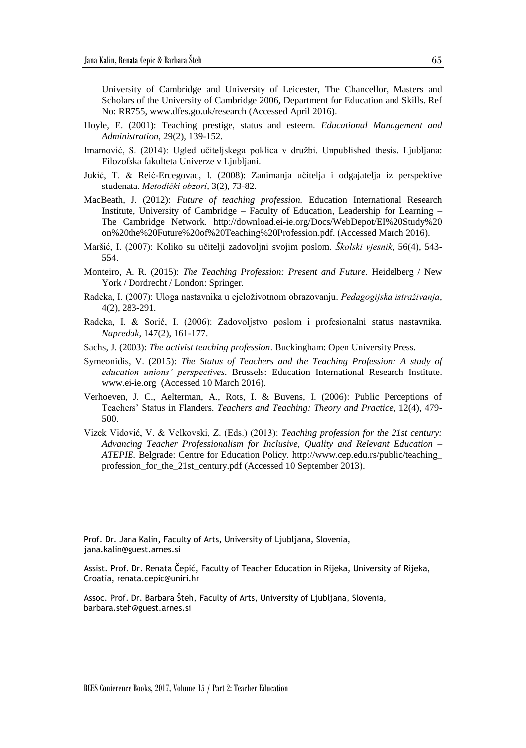University of Cambridge and University of Leicester, The Chancellor, Masters and Scholars of the University of Cambridge 2006, Department for Education and Skills. Ref No: RR755, www.dfes.go.uk/research (Accessed April 2016).

Hoyle, E. (2001): Teaching prestige, status and esteem. *Educational Management and Administration*, 29(2), 139-152.

Imamović, S. (2014): Ugled učiteljskega poklica v družbi. Unpublished thesis. Ljubljana: Filozofska fakulteta Univerze v Ljubljani.

Jukić, T. & Reić-Ercegovac, I. (2008): Zanimanja učitelja i odgajatelja iz perspektive studenata. *Metodički obzori*, 3(2), 73-82.

MacBeath, J. (2012): *Future of teaching profession.* Education International Research Institute, University of Cambridge – Faculty of Education, Leadership for Learning – The Cambridge Network. http://download.ei-ie.org/Docs/WebDepot/EI%20Study%20on%20the%20Future%20of%20Teaching%20Profession.pdf. (Accessed March 2016).

Maršić, I. (2007): Koliko su učitelji zadovoljni svojim poslom. *Školski vjesnik*, 56(4), 543-554.

Monteiro, A. R. (2015): *The Teaching Profession: Present and Future.* Heidelberg / New York / Dordrecht / London: Springer.

Radeka, I. (2007): Uloga nastavnika u cjeloživotnom obrazovanju. *Pedagogijska istraživanja*, 4(2), 283-291.

Radeka, I. & Sorić, I. (2006): Zadovoljstvo poslom i profesionalni status nastavnika. *Napredak*, 147(2), 161-177.

Sachs, J. (2003): *The activist teaching profession*. Buckingham: Open University Press.

Symeonidis, V. (2015): *The Status of Teachers and the Teaching Profession: A study of education unions' perspectives.* Brussels: Education International Research Institute. www.ei-ie.org (Accessed 10 March 2016).

Verhoeven, J. C., Aelterman, A., Rots, I. & Buvens, I. (2006): Public Perceptions of Teachers' Status in Flanders. *Teachers and Teaching: Theory and Practice*, 12(4), 479-500.

Vizek Vidović, V. & Velkovski, Z. (Eds.) (2013): *Teaching profession for the 21st century: Advancing Teacher Professionalism for Inclusive, Quality and Relevant Education – ATEPIE.* Belgrade: Centre for Education Policy. http://www.cep.edu.rs/public/teaching_profession_for_the_21st_century.pdf (Accessed 10 September 2013).

Prof. Dr. Jana Kalin, Faculty of Arts, University of Ljubljana, Slovenia, jana.kalin@guest.arnes.si

Assist. Prof. Dr. Renata Čepić, Faculty of Teacher Education in Rijeka, University of Rijeka, Croatia, renata.cepic@uniri.hr

Assoc. Prof. Dr. Barbara Šteh, Faculty of Arts, University of Ljubljana, Slovenia, barbara.steh@guest.arnes.si